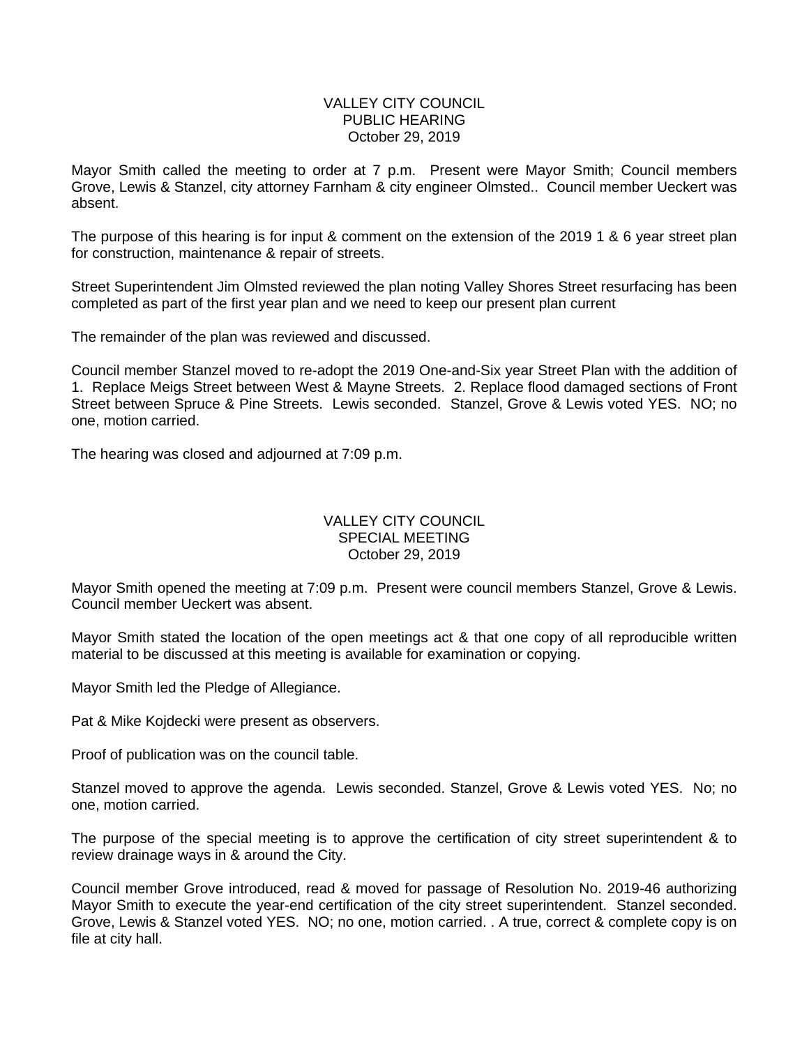# VALLEY CITY COUNCIL
## PUBLIC HEARING
### October 29, 2019

Mayor Smith called the meeting to order at 7 p.m. Present were Mayor Smith; Council members Grove, Lewis & Stanzel, city attorney Farnham & city engineer Olmsted.. Council member Ueckert was absent.

The purpose of this hearing is for input & comment on the extension of the 2019 1 & 6 year street plan for construction, maintenance & repair of streets.

Street Superintendent Jim Olmsted reviewed the plan noting Valley Shores Street resurfacing has been completed as part of the first year plan and we need to keep our present plan current

The remainder of the plan was reviewed and discussed.

Council member Stanzel moved to re-adopt the 2019 One-and-Six year Street Plan with the addition of 1. Replace Meigs Street between West & Mayne Streets. 2. Replace flood damaged sections of Front Street between Spruce & Pine Streets. Lewis seconded. Stanzel, Grove & Lewis voted YES. NO; no one, motion carried.

The hearing was closed and adjourned at 7:09 p.m.

# VALLEY CITY COUNCIL
## SPECIAL MEETING
### October 29, 2019

Mayor Smith opened the meeting at 7:09 p.m. Present were council members Stanzel, Grove & Lewis. Council member Ueckert was absent.

Mayor Smith stated the location of the open meetings act & that one copy of all reproducible written material to be discussed at this meeting is available for examination or copying.

Mayor Smith led the Pledge of Allegiance.

Pat & Mike Kojdecki were present as observers.

Proof of publication was on the council table.

Stanzel moved to approve the agenda. Lewis seconded. Stanzel, Grove & Lewis voted YES. No; no one, motion carried.

The purpose of the special meeting is to approve the certification of city street superintendent & to review drainage ways in & around the City.

Council member Grove introduced, read & moved for passage of Resolution No. 2019-46 authorizing Mayor Smith to execute the year-end certification of the city street superintendent. Stanzel seconded. Grove, Lewis & Stanzel voted YES. NO; no one, motion carried. . A true, correct & complete copy is on file at city hall.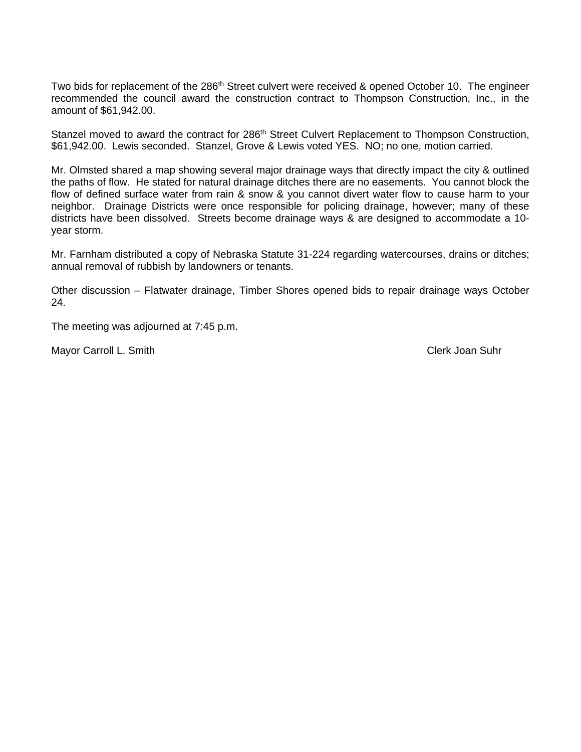Two bids for replacement of the 286th Street culvert were received & opened October 10. The engineer recommended the council award the construction contract to Thompson Construction, Inc., in the amount of $61,942.00.

Stanzel moved to award the contract for 286th Street Culvert Replacement to Thompson Construction, $61,942.00. Lewis seconded. Stanzel, Grove & Lewis voted YES. NO; no one, motion carried.

Mr. Olmsted shared a map showing several major drainage ways that directly impact the city & outlined the paths of flow. He stated for natural drainage ditches there are no easements. You cannot block the flow of defined surface water from rain & snow & you cannot divert water flow to cause harm to your neighbor. Drainage Districts were once responsible for policing drainage, however; many of these districts have been dissolved. Streets become drainage ways & are designed to accommodate a 10-year storm.

Mr. Farnham distributed a copy of Nebraska Statute 31-224 regarding watercourses, drains or ditches; annual removal of rubbish by landowners or tenants.

Other discussion – Flatwater drainage, Timber Shores opened bids to repair drainage ways October 24.

The meeting was adjourned at 7:45 p.m.

Mayor Carroll L. Smith                                        Clerk Joan Suhr